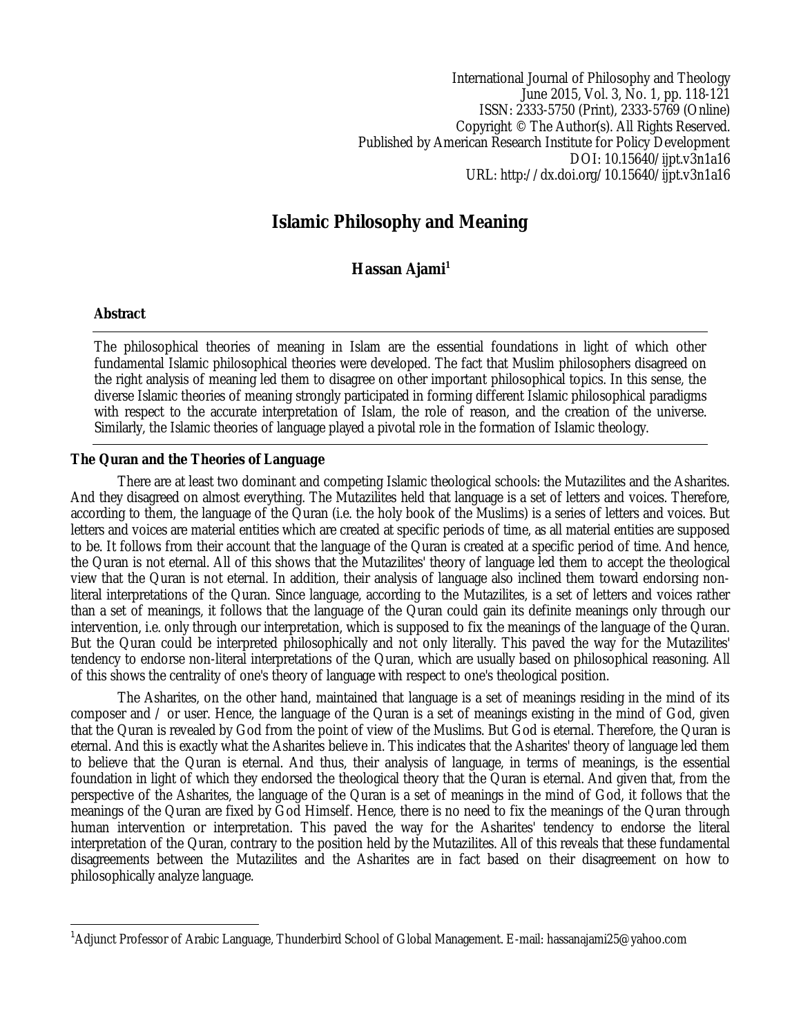# Islamic Philosophy and Meaning

**Hassan Ajami**[1]

## Abstract

The philosophical theories of meaning in Islam are the essential foundations in light of which other fundamental Islamic philosophical theories were developed. The fact that Muslim philosophers disagreed on the right analysis of meaning led them to disagree on other important philosophical topics. In this sense, the diverse Islamic theories of meaning strongly participated in forming different Islamic philosophical paradigms with respect to the accurate interpretation of Islam, the role of reason, and the creation of the universe. Similarly, the Islamic theories of language played a pivotal role in the formation of Islamic theology.

## The Quran and the Theories of Language

There are at least two dominant and competing Islamic theological schools: the Mutazilites and the Asharites. And they disagreed on almost everything. The Mutazilites held that language is a set of letters and voices. Therefore, according to them, the language of the Quran (i.e. the holy book of the Muslims) is a series of letters and voices. But letters and voices are material entities which are created at specific periods of time, as all material entities are supposed to be. It follows from their account that the language of the Quran is created at a specific period of time. And hence, the Quran is not eternal. All of this shows that the Mutazilites' theory of language led them to accept the theological view that the Quran is not eternal. In addition, their analysis of language also inclined them toward endorsing non-literal interpretations of the Quran. Since language, according to the Mutazilites, is a set of letters and voices rather than a set of meanings, it follows that the language of the Quran could gain its definite meanings only through our intervention, i.e. only through our interpretation, which is supposed to fix the meanings of the language of the Quran. But the Quran could be interpreted philosophically and not only literally. This paved the way for the Mutazilites' tendency to endorse non-literal interpretations of the Quran, which are usually based on philosophical reasoning. All of this shows the centrality of one's theory of language with respect to one's theological position.

The Asharites, on the other hand, maintained that language is a set of meanings residing in the mind of its composer and / or user. Hence, the language of the Quran is a set of meanings existing in the mind of God, given that the Quran is revealed by God from the point of view of the Muslims. But God is eternal. Therefore, the Quran is eternal. And this is exactly what the Asharites believe in. This indicates that the Asharites' theory of language led them to believe that the Quran is eternal. And thus, their analysis of language, in terms of meanings, is the essential foundation in light of which they endorsed the theological theory that the Quran is eternal. And given that, from the perspective of the Asharites, the language of the Quran is a set of meanings in the mind of God, it follows that the meanings of the Quran are fixed by God Himself. Hence, there is no need to fix the meanings of the Quran through human intervention or interpretation. This paved the way for the Asharites' tendency to endorse the literal interpretation of the Quran, contrary to the position held by the Mutazilites. All of this reveals that these fundamental disagreements between the Mutazilites and the Asharites are in fact based on their disagreement on how to philosophically analyze language.

---

[1] Adjunct Professor of Arabic Language, Thunderbird School of Global Management. E-mail: hassanajami25@yahoo.com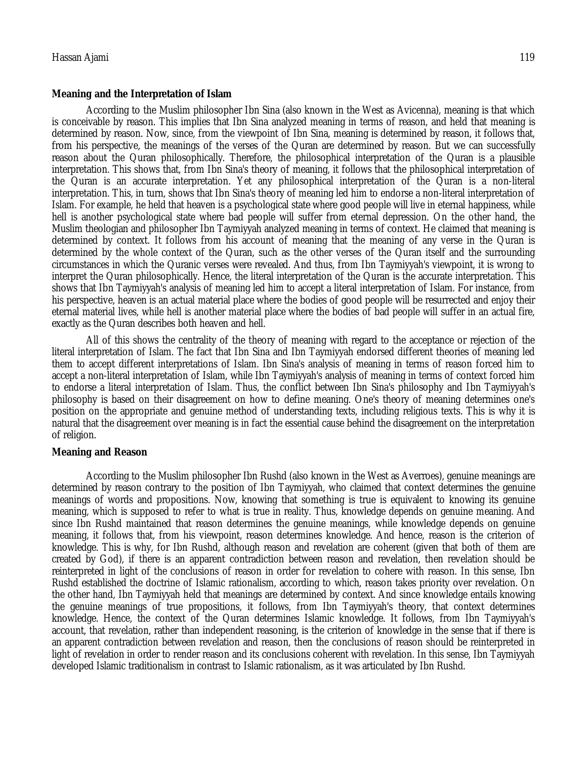### Meaning and the Interpretation of Islam

According to the Muslim philosopher Ibn Sina (also known in the West as Avicenna), meaning is that which is conceivable by reason. This implies that Ibn Sina analyzed meaning in terms of reason, and held that meaning is determined by reason. Now, since, from the viewpoint of Ibn Sina, meaning is determined by reason, it follows that, from his perspective, the meanings of the verses of the Quran are determined by reason. But we can successfully reason about the Quran philosophically. Therefore, the philosophical interpretation of the Quran is a plausible interpretation. This shows that, from Ibn Sina's theory of meaning, it follows that the philosophical interpretation of the Quran is an accurate interpretation. Yet any philosophical interpretation of the Quran is a non-literal interpretation. This, in turn, shows that Ibn Sina's theory of meaning led him to endorse a non-literal interpretation of Islam. For example, he held that heaven is a psychological state where good people will live in eternal happiness, while hell is another psychological state where bad people will suffer from eternal depression. On the other hand, the Muslim theologian and philosopher Ibn Taymiyyah analyzed meaning in terms of context. He claimed that meaning is determined by context. It follows from his account of meaning that the meaning of any verse in the Quran is determined by the whole context of the Quran, such as the other verses of the Quran itself and the surrounding circumstances in which the Quranic verses were revealed. And thus, from Ibn Taymiyyah's viewpoint, it is wrong to interpret the Quran philosophically. Hence, the literal interpretation of the Quran is the accurate interpretation. This shows that Ibn Taymiyyah's analysis of meaning led him to accept a literal interpretation of Islam. For instance, from his perspective, heaven is an actual material place where the bodies of good people will be resurrected and enjoy their eternal material lives, while hell is another material place where the bodies of bad people will suffer in an actual fire, exactly as the Quran describes both heaven and hell.

All of this shows the centrality of the theory of meaning with regard to the acceptance or rejection of the literal interpretation of Islam. The fact that Ibn Sina and Ibn Taymiyyah endorsed different theories of meaning led them to accept different interpretations of Islam. Ibn Sina's analysis of meaning in terms of reason forced him to accept a non-literal interpretation of Islam, while Ibn Taymiyyah's analysis of meaning in terms of context forced him to endorse a literal interpretation of Islam. Thus, the conflict between Ibn Sina's philosophy and Ibn Taymiyyah's philosophy is based on their disagreement on how to define meaning. One's theory of meaning determines one's position on the appropriate and genuine method of understanding texts, including religious texts. This is why it is natural that the disagreement over meaning is in fact the essential cause behind the disagreement on the interpretation of religion.

### Meaning and Reason

According to the Muslim philosopher Ibn Rushd (also known in the West as Averroes), genuine meanings are determined by reason contrary to the position of Ibn Taymiyyah, who claimed that context determines the genuine meanings of words and propositions. Now, knowing that something is true is equivalent to knowing its genuine meaning, which is supposed to refer to what is true in reality. Thus, knowledge depends on genuine meaning. And since Ibn Rushd maintained that reason determines the genuine meanings, while knowledge depends on genuine meaning, it follows that, from his viewpoint, reason determines knowledge. And hence, reason is the criterion of knowledge. This is why, for Ibn Rushd, although reason and revelation are coherent (given that both of them are created by God), if there is an apparent contradiction between reason and revelation, then revelation should be reinterpreted in light of the conclusions of reason in order for revelation to cohere with reason. In this sense, Ibn Rushd established the doctrine of Islamic rationalism, according to which, reason takes priority over revelation. On the other hand, Ibn Taymiyyah held that meanings are determined by context. And since knowledge entails knowing the genuine meanings of true propositions, it follows, from Ibn Taymiyyah's theory, that context determines knowledge. Hence, the context of the Quran determines Islamic knowledge. It follows, from Ibn Taymiyyah's account, that revelation, rather than independent reasoning, is the criterion of knowledge in the sense that if there is an apparent contradiction between revelation and reason, then the conclusions of reason should be reinterpreted in light of revelation in order to render reason and its conclusions coherent with revelation. In this sense, Ibn Taymiyyah developed Islamic traditionalism in contrast to Islamic rationalism, as it was articulated by Ibn Rushd.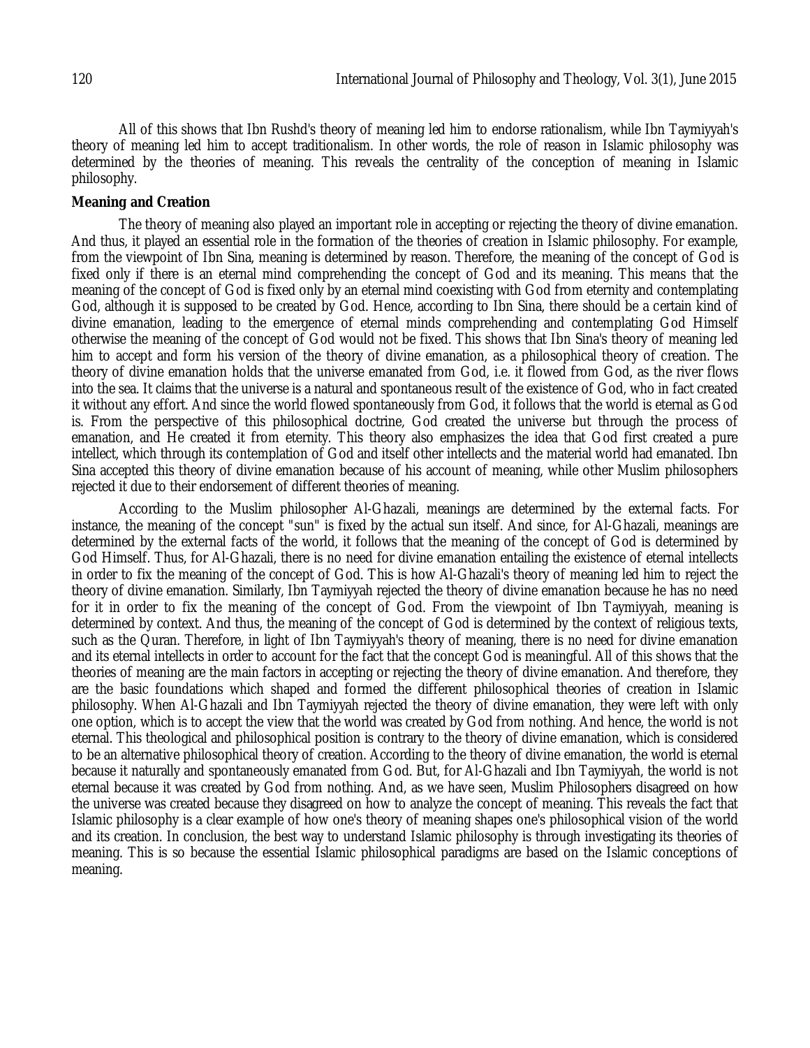All of this shows that Ibn Rushd's theory of meaning led him to endorse rationalism, while Ibn Taymiyyah's theory of meaning led him to accept traditionalism. In other words, the role of reason in Islamic philosophy was determined by the theories of meaning. This reveals the centrality of the conception of meaning in Islamic philosophy.

**Meaning and Creation**

The theory of meaning also played an important role in accepting or rejecting the theory of divine emanation. And thus, it played an essential role in the formation of the theories of creation in Islamic philosophy. For example, from the viewpoint of Ibn Sina, meaning is determined by reason. Therefore, the meaning of the concept of God is fixed only if there is an eternal mind comprehending the concept of God and its meaning. This means that the meaning of the concept of God is fixed only by an eternal mind coexisting with God from eternity and contemplating God, although it is supposed to be created by God. Hence, according to Ibn Sina, there should be a certain kind of divine emanation, leading to the emergence of eternal minds comprehending and contemplating God Himself otherwise the meaning of the concept of God would not be fixed. This shows that Ibn Sina's theory of meaning led him to accept and form his version of the theory of divine emanation, as a philosophical theory of creation. The theory of divine emanation holds that the universe emanated from God, i.e. it flowed from God, as the river flows into the sea. It claims that the universe is a natural and spontaneous result of the existence of God, who in fact created it without any effort. And since the world flowed spontaneously from God, it follows that the world is eternal as God is. From the perspective of this philosophical doctrine, God created the universe but through the process of emanation, and He created it from eternity. This theory also emphasizes the idea that God first created a pure intellect, which through its contemplation of God and itself other intellects and the material world had emanated. Ibn Sina accepted this theory of divine emanation because of his account of meaning, while other Muslim philosophers rejected it due to their endorsement of different theories of meaning.

According to the Muslim philosopher Al-Ghazali, meanings are determined by the external facts. For instance, the meaning of the concept "sun" is fixed by the actual sun itself. And since, for Al-Ghazali, meanings are determined by the external facts of the world, it follows that the meaning of the concept of God is determined by God Himself. Thus, for Al-Ghazali, there is no need for divine emanation entailing the existence of eternal intellects in order to fix the meaning of the concept of God. This is how Al-Ghazali's theory of meaning led him to reject the theory of divine emanation. Similarly, Ibn Taymiyyah rejected the theory of divine emanation because he has no need for it in order to fix the meaning of the concept of God. From the viewpoint of Ibn Taymiyyah, meaning is determined by context. And thus, the meaning of the concept of God is determined by the context of religious texts, such as the Quran. Therefore, in light of Ibn Taymiyyah's theory of meaning, there is no need for divine emanation and its eternal intellects in order to account for the fact that the concept God is meaningful. All of this shows that the theories of meaning are the main factors in accepting or rejecting the theory of divine emanation. And therefore, they are the basic foundations which shaped and formed the different philosophical theories of creation in Islamic philosophy. When Al-Ghazali and Ibn Taymiyyah rejected the theory of divine emanation, they were left with only one option, which is to accept the view that the world was created by God from nothing. And hence, the world is not eternal. This theological and philosophical position is contrary to the theory of divine emanation, which is considered to be an alternative philosophical theory of creation. According to the theory of divine emanation, the world is eternal because it naturally and spontaneously emanated from God. But, for Al-Ghazali and Ibn Taymiyyah, the world is not eternal because it was created by God from nothing. And, as we have seen, Muslim Philosophers disagreed on how the universe was created because they disagreed on how to analyze the concept of meaning. This reveals the fact that Islamic philosophy is a clear example of how one's theory of meaning shapes one's philosophical vision of the world and its creation. In conclusion, the best way to understand Islamic philosophy is through investigating its theories of meaning. This is so because the essential Islamic philosophical paradigms are based on the Islamic conceptions of meaning.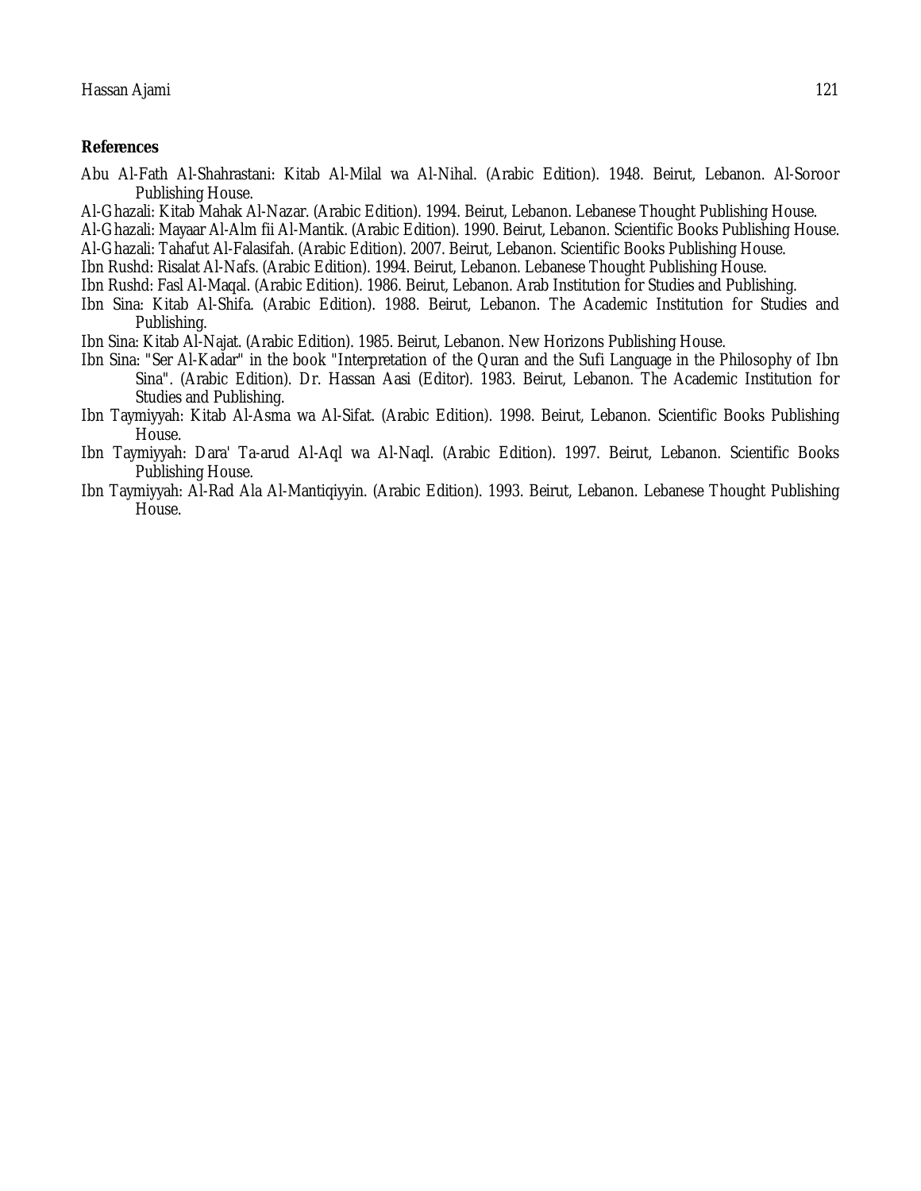**References**

Abu Al-Fath Al-Shahrastani: Kitab Al-Milal wa Al-Nihal. (Arabic Edition). 1948. Beirut, Lebanon. Al-Soroor Publishing House.

Al-Ghazali: Kitab Mahak Al-Nazar. (Arabic Edition). 1994. Beirut, Lebanon. Lebanese Thought Publishing House.

Al-Ghazali: Mayaar Al-Alm fii Al-Mantik. (Arabic Edition). 1990. Beirut, Lebanon. Scientific Books Publishing House.

Al-Ghazali: Tahafut Al-Falasifah. (Arabic Edition). 2007. Beirut, Lebanon. Scientific Books Publishing House.

Ibn Rushd: Risalat Al-Nafs. (Arabic Edition). 1994. Beirut, Lebanon. Lebanese Thought Publishing House.

Ibn Rushd: Fasl Al-Maqal. (Arabic Edition). 1986. Beirut, Lebanon. Arab Institution for Studies and Publishing.

Ibn Sina: Kitab Al-Shifa. (Arabic Edition). 1988. Beirut, Lebanon. The Academic Institution for Studies and Publishing.

Ibn Sina: Kitab Al-Najat. (Arabic Edition). 1985. Beirut, Lebanon. New Horizons Publishing House.

Ibn Sina: "Ser Al-Kadar" in the book "Interpretation of the Quran and the Sufi Language in the Philosophy of Ibn Sina". (Arabic Edition). Dr. Hassan Aasi (Editor). 1983. Beirut, Lebanon. The Academic Institution for Studies and Publishing.

Ibn Taymiyyah: Kitab Al-Asma wa Al-Sifat. (Arabic Edition). 1998. Beirut, Lebanon. Scientific Books Publishing House.

Ibn Taymiyyah: Dara' Ta-arud Al-Aql wa Al-Naql. (Arabic Edition). 1997. Beirut, Lebanon. Scientific Books Publishing House.

Ibn Taymiyyah: Al-Rad Ala Al-Mantiqiyyin. (Arabic Edition). 1993. Beirut, Lebanon. Lebanese Thought Publishing House.